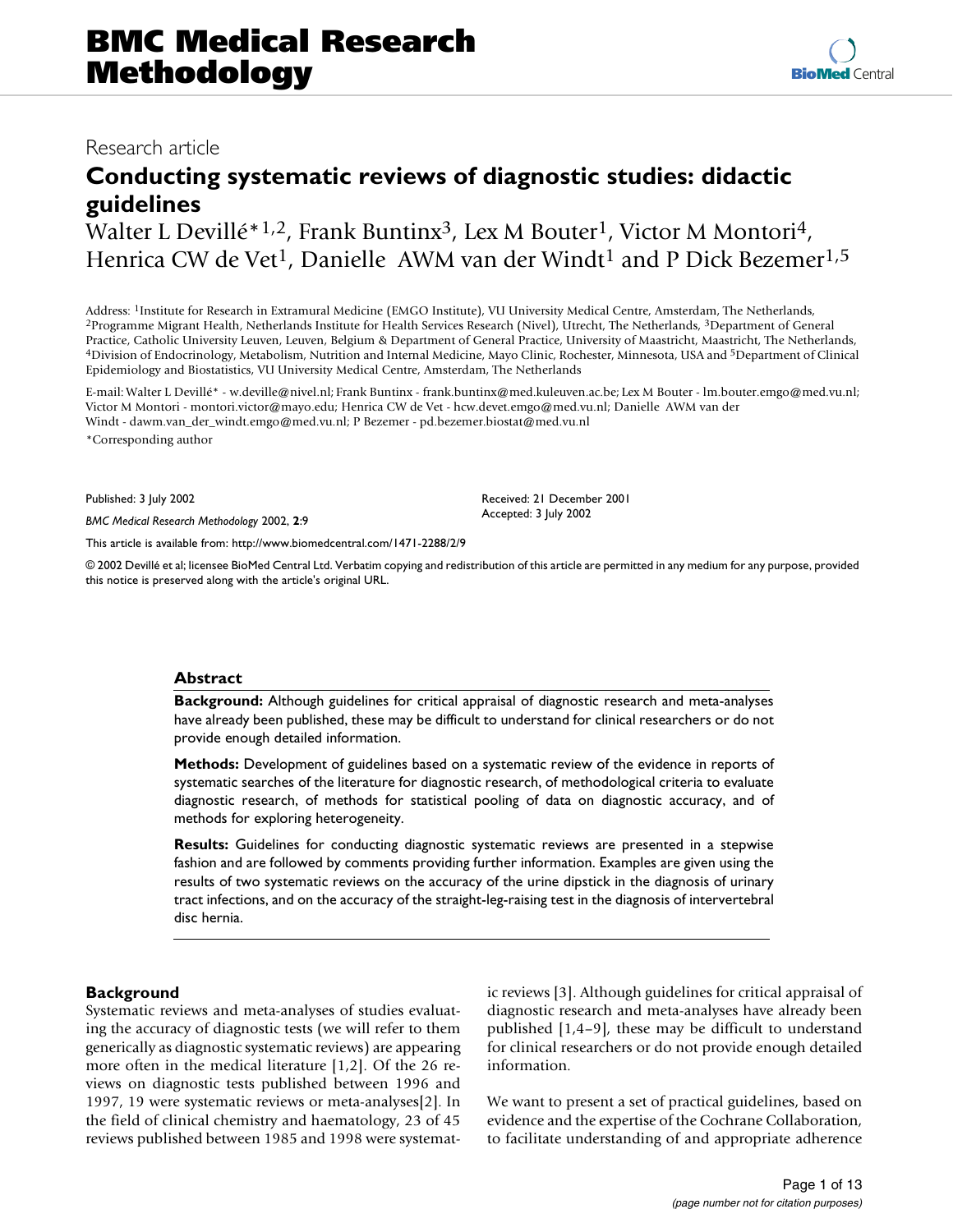Research article

# Conducting systematic reviews of diagnostic studies: didactic guidelines

Walter L Devillé*[1,2], Frank Buntinx[3], Lex M Bouter[1], Victor M Montori[4], Henrica CW de Vet[1], Danielle AWM van der Windt[1] and P Dick Bezemer[1,5]

Address: [1]Institute for Research in Extramural Medicine (EMGO Institute), VU University Medical Centre, Amsterdam, The Netherlands, [2]Programme Migrant Health, Netherlands Institute for Health Services Research (Nivel), Utrecht, The Netherlands, [3]Department of General Practice, Catholic University Leuven, Leuven, Belgium & Department of General Practice, University of Maastricht, Maastricht, The Netherlands, [4]Division of Endocrinology, Metabolism, Nutrition and Internal Medicine, Mayo Clinic, Rochester, Minnesota, USA and [5]Department of Clinical Epidemiology and Biostatistics, VU University Medical Centre, Amsterdam, The Netherlands

E-mail: Walter L Devillé* - w.deville@nivel.nl; Frank Buntinx - frank.buntinx@med.kuleuven.ac.be; Lex M Bouter - lm.bouter.emgo@med.vu.nl; Victor M Montori - montori.victor@mayo.edu; Henrica CW de Vet - hcw.devet.emgo@med.vu.nl; Danielle AWM van der Windt - dawm.van_der_windt.emgo@med.vu.nl; P Bezemer - pd.bezemer.biostat@med.vu.nl

*Corresponding author

Published: 3 July 2002

*BMC Medical Research Methodology* 2002, **2**:9

Received: 21 December 2001
Accepted: 3 July 2002

This article is available from: http://www.biomedcentral.com/1471-2288/2/9

© 2002 Devillé et al; licensee BioMed Central Ltd. Verbatim copying and redistribution of this article are permitted in any medium for any purpose, provided this notice is preserved along with the article's original URL.

## Abstract

**Background:** Although guidelines for critical appraisal of diagnostic research and meta-analyses have already been published, these may be difficult to understand for clinical researchers or do not provide enough detailed information.

**Methods:** Development of guidelines based on a systematic review of the evidence in reports of systematic searches of the literature for diagnostic research, of methodological criteria to evaluate diagnostic research, of methods for statistical pooling of data on diagnostic accuracy, and of methods for exploring heterogeneity.

**Results:** Guidelines for conducting diagnostic systematic reviews are presented in a stepwise fashion and are followed by comments providing further information. Examples are given using the results of two systematic reviews on the accuracy of the urine dipstick in the diagnosis of urinary tract infections, and on the accuracy of the straight-leg-raising test in the diagnosis of intervertebral disc hernia.

## Background

Systematic reviews and meta-analyses of studies evaluating the accuracy of diagnostic tests (we will refer to them generically as diagnostic systematic reviews) are appearing more often in the medical literature [1,2]. Of the 26 reviews on diagnostic tests published between 1996 and 1997, 19 were systematic reviews or meta-analyses[2]. In the field of clinical chemistry and haematology, 23 of 45 reviews published between 1985 and 1998 were systematic reviews [3]. Although guidelines for critical appraisal of diagnostic research and meta-analyses have already been published [1,4–9], these may be difficult to understand for clinical researchers or do not provide enough detailed information.

We want to present a set of practical guidelines, based on evidence and the expertise of the Cochrane Collaboration, to facilitate understanding of and appropriate adherence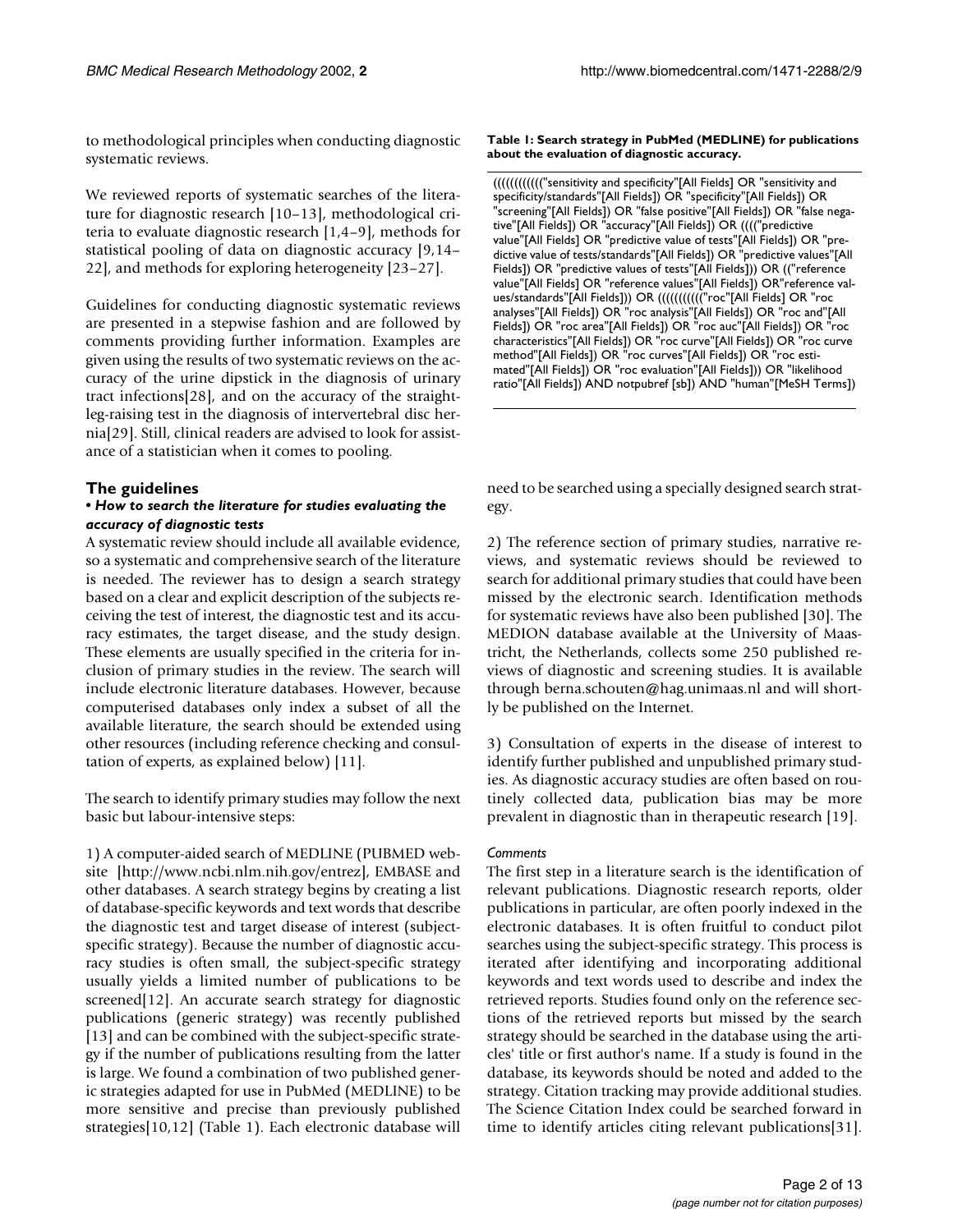to methodological principles when conducting diagnostic systematic reviews.

We reviewed reports of systematic searches of the literature for diagnostic research [10–13], methodological criteria to evaluate diagnostic research [1,4–9], methods for statistical pooling of data on diagnostic accuracy [9,14–22], and methods for exploring heterogeneity [23–27].

Guidelines for conducting diagnostic systematic reviews are presented in a stepwise fashion and are followed by comments providing further information. Examples are given using the results of two systematic reviews on the accuracy of the urine dipstick in the diagnosis of urinary tract infections[28], and on the accuracy of the straight-leg-raising test in the diagnosis of intervertebral disc hernia[29]. Still, clinical readers are advised to look for assistance of a statistician when it comes to pooling.

## The guidelines

### • *How to search the literature for studies evaluating the accuracy of diagnostic tests*

A systematic review should include all available evidence, so a systematic and comprehensive search of the literature is needed. The reviewer has to design a search strategy based on a clear and explicit description of the subjects receiving the test of interest, the diagnostic test and its accuracy estimates, the target disease, and the study design. These elements are usually specified in the criteria for inclusion of primary studies in the review. The search will include electronic literature databases. However, because computerised databases only index a subset of all the available literature, the search should be extended using other resources (including reference checking and consultation of experts, as explained below) [11].

The search to identify primary studies may follow the next basic but labour-intensive steps:

1) A computer-aided search of MEDLINE (PUBMED website [http://www.ncbi.nlm.nih.gov/entrez], EMBASE and other databases. A search strategy begins by creating a list of database-specific keywords and text words that describe the diagnostic test and target disease of interest (subject-specific strategy). Because the number of diagnostic accuracy studies is often small, the subject-specific strategy usually yields a limited number of publications to be screened[12]. An accurate search strategy for diagnostic publications (generic strategy) was recently published [13] and can be combined with the subject-specific strategy if the number of publications resulting from the latter is large. We found a combination of two published generic strategies adapted for use in PubMed (MEDLINE) to be more sensitive and precise than previously published strategies[10,12] (Table 1). Each electronic database will need to be searched using a specially designed search strategy.

**Table 1: Search strategy in PubMed (MEDLINE) for publications about the evaluation of diagnostic accuracy.**

((((((((((("sensitivity and specificity"[All Fields] OR "sensitivity and specificity/standards"[All Fields]) OR "specificity"[All Fields]) OR "screening"[All Fields]) OR "false positive"[All Fields]) OR "false negative"[All Fields]) OR "accuracy"[All Fields]) OR (((("predictive value"[All Fields] OR "predictive value of tests"[All Fields]) OR "predictive value of tests/standards"[All Fields]) OR "predictive values"[All Fields]) OR "predictive values of tests"[All Fields])) OR (("reference value"[All Fields] OR "reference values"[All Fields]) OR"reference values/standards"[All Fields])) OR ((((((((((("roc"[All Fields] OR "roc analyses"[All Fields]) OR "roc analysis"[All Fields]) OR "roc and"[All Fields]) OR "roc area"[All Fields]) OR "roc auc"[All Fields]) OR "roc characteristics"[All Fields]) OR "roc curve"[All Fields]) OR "roc curve method"[All Fields]) OR "roc curves"[All Fields]) OR "roc estimated"[All Fields]) OR "roc evaluation"[All Fields])) OR "likelihood ratio"[All Fields]) AND notpubref [sb]) AND "human"[MeSH Terms])

2) The reference section of primary studies, narrative reviews, and systematic reviews should be reviewed to search for additional primary studies that could have been missed by the electronic search. Identification methods for systematic reviews have also been published [30]. The MEDION database available at the University of Maastricht, the Netherlands, collects some 250 published reviews of diagnostic and screening studies. It is available through berna.schouten@hag.unimaas.nl and will shortly be published on the Internet.

3) Consultation of experts in the disease of interest to identify further published and unpublished primary studies. As diagnostic accuracy studies are often based on routinely collected data, publication bias may be more prevalent in diagnostic than in therapeutic research [19].

#### *Comments*

The first step in a literature search is the identification of relevant publications. Diagnostic research reports, older publications in particular, are often poorly indexed in the electronic databases. It is often fruitful to conduct pilot searches using the subject-specific strategy. This process is iterated after identifying and incorporating additional keywords and text words used to describe and index the retrieved reports. Studies found only on the reference sections of the retrieved reports but missed by the search strategy should be searched in the database using the articles' title or first author's name. If a study is found in the database, its keywords should be noted and added to the strategy. Citation tracking may provide additional studies. The Science Citation Index could be searched forward in time to identify articles citing relevant publications[31].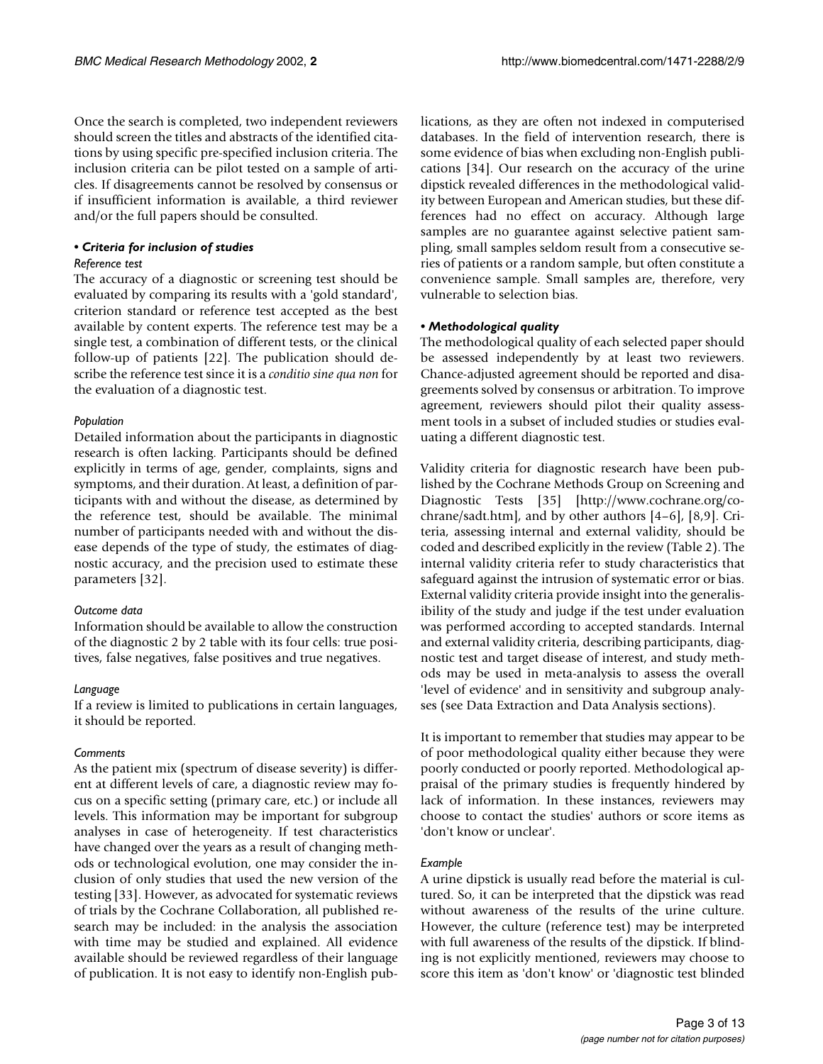Once the search is completed, two independent reviewers should screen the titles and abstracts of the identified citations by using specific pre-specified inclusion criteria. The inclusion criteria can be pilot tested on a sample of articles. If disagreements cannot be resolved by consensus or if insufficient information is available, a third reviewer and/or the full papers should be consulted.

### • *Criteria for inclusion of studies*

#### *Reference test*

The accuracy of a diagnostic or screening test should be evaluated by comparing its results with a 'gold standard', criterion standard or reference test accepted as the best available by content experts. The reference test may be a single test, a combination of different tests, or the clinical follow-up of patients [22]. The publication should describe the reference test since it is a *conditio sine qua non* for the evaluation of a diagnostic test.

#### *Population*

Detailed information about the participants in diagnostic research is often lacking. Participants should be defined explicitly in terms of age, gender, complaints, signs and symptoms, and their duration. At least, a definition of participants with and without the disease, as determined by the reference test, should be available. The minimal number of participants needed with and without the disease depends of the type of study, the estimates of diagnostic accuracy, and the precision used to estimate these parameters [32].

#### *Outcome data*

Information should be available to allow the construction of the diagnostic 2 by 2 table with its four cells: true positives, false negatives, false positives and true negatives.

#### *Language*

If a review is limited to publications in certain languages, it should be reported.

#### *Comments*

As the patient mix (spectrum of disease severity) is different at different levels of care, a diagnostic review may focus on a specific setting (primary care, etc.) or include all levels. This information may be important for subgroup analyses in case of heterogeneity. If test characteristics have changed over the years as a result of changing methods or technological evolution, one may consider the inclusion of only studies that used the new version of the testing [33]. However, as advocated for systematic reviews of trials by the Cochrane Collaboration, all published research may be included: in the analysis the association with time may be studied and explained. All evidence available should be reviewed regardless of their language of publication. It is not easy to identify non-English publications, as they are often not indexed in computerised databases. In the field of intervention research, there is some evidence of bias when excluding non-English publications [34]. Our research on the accuracy of the urine dipstick revealed differences in the methodological validity between European and American studies, but these differences had no effect on accuracy. Although large samples are no guarantee against selective patient sampling, small samples seldom result from a consecutive series of patients or a random sample, but often constitute a convenience sample. Small samples are, therefore, very vulnerable to selection bias.

### • *Methodological quality*

The methodological quality of each selected paper should be assessed independently by at least two reviewers. Chance-adjusted agreement should be reported and disagreements solved by consensus or arbitration. To improve agreement, reviewers should pilot their quality assessment tools in a subset of included studies or studies evaluating a different diagnostic test.

Validity criteria for diagnostic research have been published by the Cochrane Methods Group on Screening and Diagnostic Tests [35] [http://www.cochrane.org/cochrane/sadt.htm], and by other authors [4–6], [8,9]. Criteria, assessing internal and external validity, should be coded and described explicitly in the review (Table 2). The internal validity criteria refer to study characteristics that safeguard against the intrusion of systematic error or bias. External validity criteria provide insight into the generalisibility of the study and judge if the test under evaluation was performed according to accepted standards. Internal and external validity criteria, describing participants, diagnostic test and target disease of interest, and study methods may be used in meta-analysis to assess the overall 'level of evidence' and in sensitivity and subgroup analyses (see Data Extraction and Data Analysis sections).

It is important to remember that studies may appear to be of poor methodological quality either because they were poorly conducted or poorly reported. Methodological appraisal of the primary studies is frequently hindered by lack of information. In these instances, reviewers may choose to contact the studies' authors or score items as 'don't know or unclear'.

#### *Example*

A urine dipstick is usually read before the material is cultured. So, it can be interpreted that the dipstick was read without awareness of the results of the urine culture. However, the culture (reference test) may be interpreted with full awareness of the results of the dipstick. If blinding is not explicitly mentioned, reviewers may choose to score this item as 'don't know' or 'diagnostic test blinded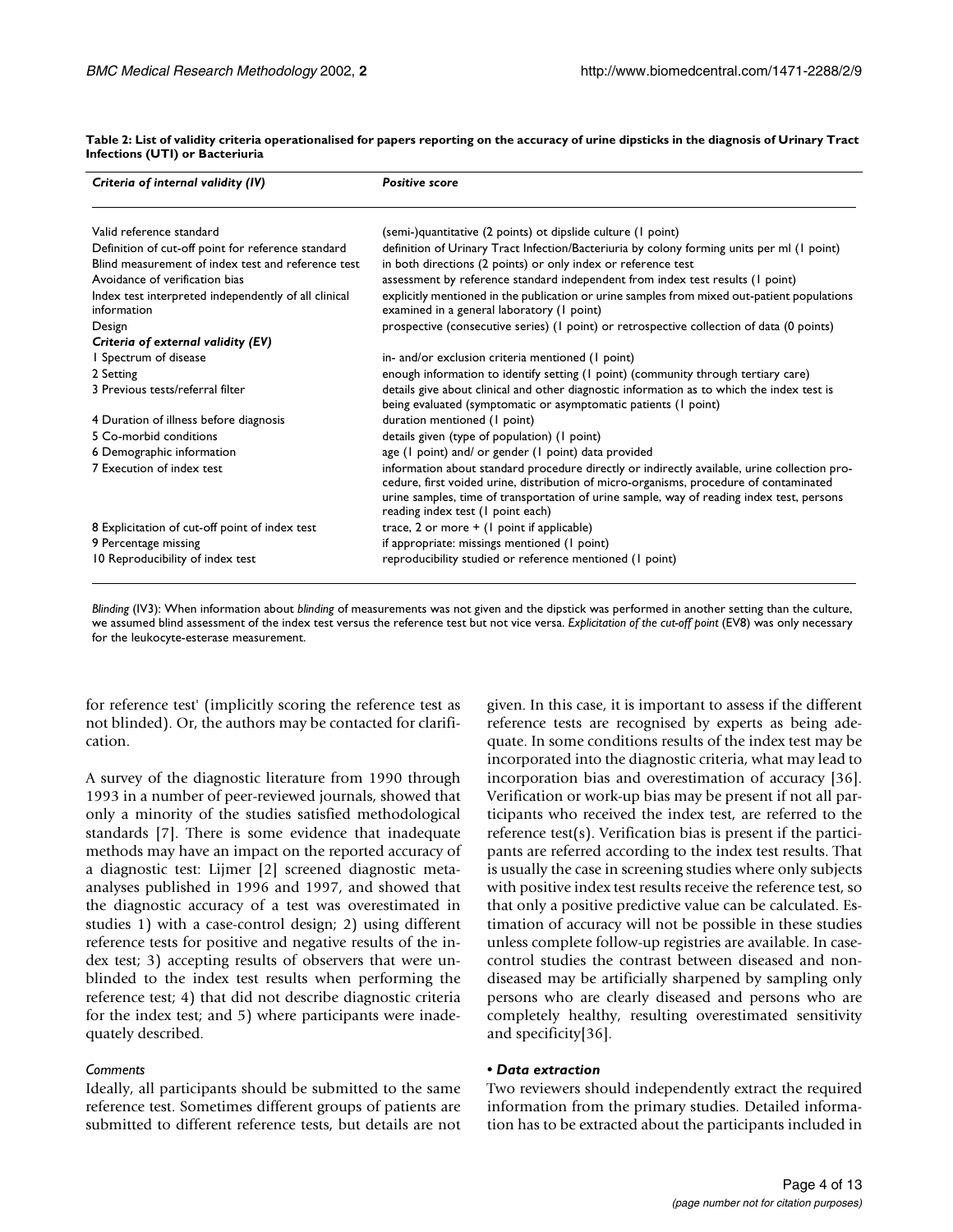**Table 2: List of validity criteria operationalised for papers reporting on the accuracy of urine dipsticks in the diagnosis of Urinary Tract Infections (UTI) or Bacteriuria**

| *Criteria of internal validity (IV)* | *Positive score* |
|---|---|
| Valid reference standard | (semi-)quantitative (2 points) ot dipslide culture (1 point) |
| Definition of cut-off point for reference standard | definition of Urinary Tract Infection/Bacteriuria by colony forming units per ml (1 point) |
| Blind measurement of index test and reference test | in both directions (2 points) or only index or reference test |
| Avoidance of verification bias | assessment by reference standard independent from index test results (1 point) |
| Index test interpreted independently of all clinical information | explicitly mentioned in the publication or urine samples from mixed out-patient populations examined in a general laboratory (1 point) |
| Design | prospective (consecutive series) (1 point) or retrospective collection of data (0 points) |
| ***Criteria of external validity (EV)*** | |
| 1 Spectrum of disease | in- and/or exclusion criteria mentioned (1 point) |
| 2 Setting | enough information to identify setting (1 point) (community through tertiary care) |
| 3 Previous tests/referral filter | details give about clinical and other diagnostic information as to which the index test is being evaluated (symptomatic or asymptomatic patients (1 point) |
| 4 Duration of illness before diagnosis | duration mentioned (1 point) |
| 5 Co-morbid conditions | details given (type of population) (1 point) |
| 6 Demographic information | age (1 point) and/ or gender (1 point) data provided |
| 7 Execution of index test | information about standard procedure directly or indirectly available, urine collection procedure, first voided urine, distribution of micro-organisms, procedure of contaminated urine samples, time of transportation of urine sample, way of reading index test, persons reading index test (1 point each) |
| 8 Explicitation of cut-off point of index test | trace, 2 or more + (1 point if applicable) |
| 9 Percentage missing | if appropriate: missings mentioned (1 point) |
| 10 Reproducibility of index test | reproducibility studied or reference mentioned (1 point) |

*Blinding* (IV3): When information about *blinding* of measurements was not given and the dipstick was performed in another setting than the culture, we assumed blind assessment of the index test versus the reference test but not vice versa. *Explicitation of the cut-off point* (EV8) was only necessary for the leukocyte-esterase measurement.

for reference test' (implicitly scoring the reference test as not blinded). Or, the authors may be contacted for clarification.

A survey of the diagnostic literature from 1990 through 1993 in a number of peer-reviewed journals, showed that only a minority of the studies satisfied methodological standards [7]. There is some evidence that inadequate methods may have an impact on the reported accuracy of a diagnostic test: Lijmer [2] screened diagnostic meta-analyses published in 1996 and 1997, and showed that the diagnostic accuracy of a test was overestimated in studies 1) with a case-control design; 2) using different reference tests for positive and negative results of the index test; 3) accepting results of observers that were unblinded to the index test results when performing the reference test; 4) that did not describe diagnostic criteria for the index test; and 5) where participants were inadequately described.

*Comments*

Ideally, all participants should be submitted to the same reference test. Sometimes different groups of patients are submitted to different reference tests, but details are not given. In this case, it is important to assess if the different reference tests are recognised by experts as being adequate. In some conditions results of the index test may be incorporated into the diagnostic criteria, what may lead to incorporation bias and overestimation of accuracy [36]. Verification or work-up bias may be present if not all participants who received the index test, are referred to the reference test(s). Verification bias is present if the participants are referred according to the index test results. That is usually the case in screening studies where only subjects with positive index test results receive the reference test, so that only a positive predictive value can be calculated. Estimation of accuracy will not be possible in these studies unless complete follow-up registries are available. In case-control studies the contrast between diseased and non-diseased may be artificially sharpened by sampling only persons who are clearly diseased and persons who are completely healthy, resulting overestimated sensitivity and specificity[36].

***• Data extraction***

Two reviewers should independently extract the required information from the primary studies. Detailed information has to be extracted about the participants included in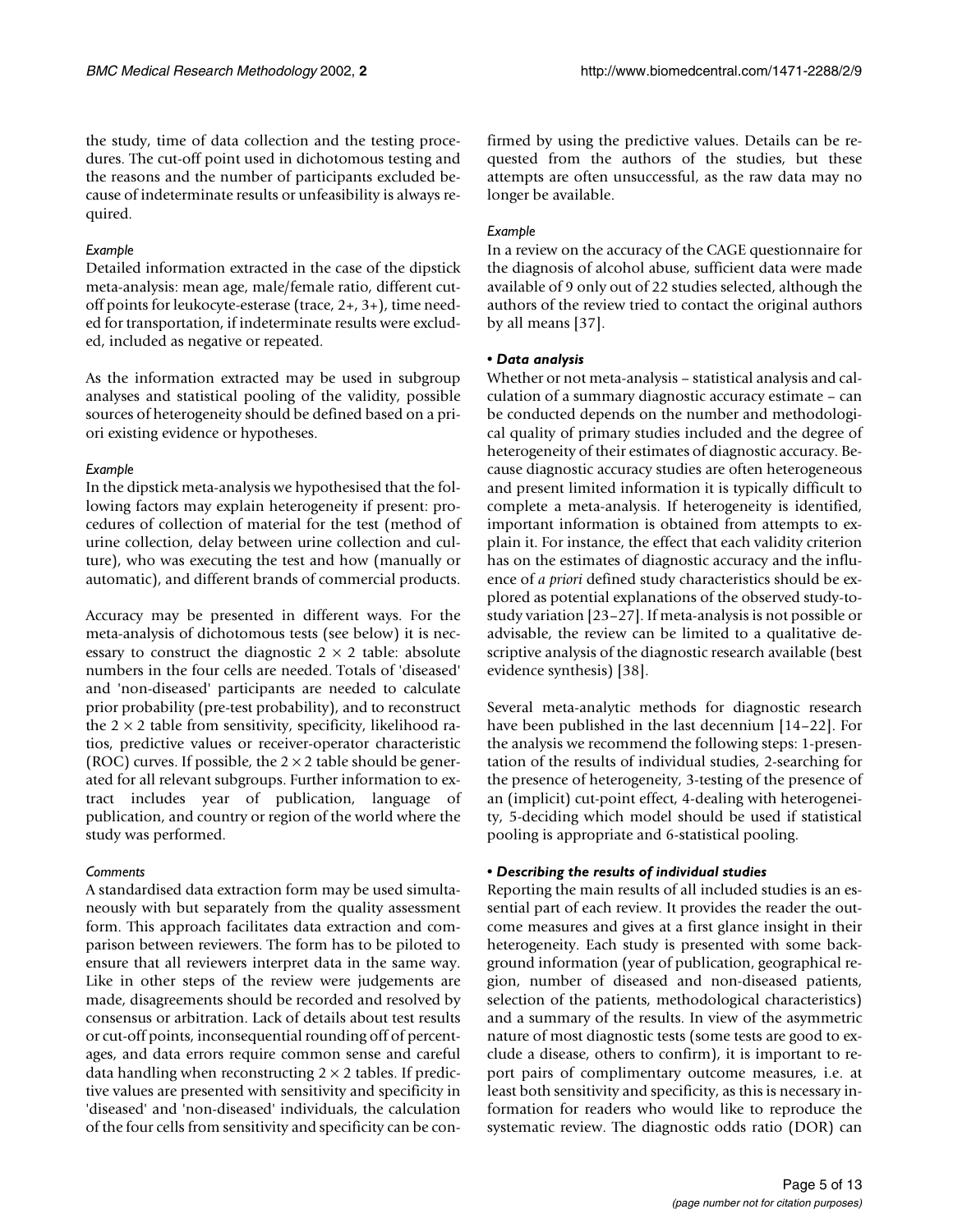the study, time of data collection and the testing procedures. The cut-off point used in dichotomous testing and the reasons and the number of participants excluded because of indeterminate results or unfeasibility is always required.

*Example*

Detailed information extracted in the case of the dipstick meta-analysis: mean age, male/female ratio, different cut-off points for leukocyte-esterase (trace, 2+, 3+), time needed for transportation, if indeterminate results were excluded, included as negative or repeated.

As the information extracted may be used in subgroup analyses and statistical pooling of the validity, possible sources of heterogeneity should be defined based on a priori existing evidence or hypotheses.

*Example*

In the dipstick meta-analysis we hypothesised that the following factors may explain heterogeneity if present: procedures of collection of material for the test (method of urine collection, delay between urine collection and culture), who was executing the test and how (manually or automatic), and different brands of commercial products.

Accuracy may be presented in different ways. For the meta-analysis of dichotomous tests (see below) it is necessary to construct the diagnostic $2 \times 2$ table: absolute numbers in the four cells are needed. Totals of 'diseased' and 'non-diseased' participants are needed to calculate prior probability (pre-test probability), and to reconstruct the $2 \times 2$ table from sensitivity, specificity, likelihood ratios, predictive values or receiver-operator characteristic (ROC) curves. If possible, the $2 \times 2$ table should be generated for all relevant subgroups. Further information to extract includes year of publication, language of publication, and country or region of the world where the study was performed.

*Comments*

A standardised data extraction form may be used simultaneously with but separately from the quality assessment form. This approach facilitates data extraction and comparison between reviewers. The form has to be piloted to ensure that all reviewers interpret data in the same way. Like in other steps of the review were judgements are made, disagreements should be recorded and resolved by consensus or arbitration. Lack of details about test results or cut-off points, inconsequential rounding off of percentages, and data errors require common sense and careful data handling when reconstructing $2 \times 2$ tables. If predictive values are presented with sensitivity and specificity in 'diseased' and 'non-diseased' individuals, the calculation of the four cells from sensitivity and specificity can be confirmed by using the predictive values. Details can be requested from the authors of the studies, but these attempts are often unsuccessful, as the raw data may no longer be available.

*Example*

In a review on the accuracy of the CAGE questionnaire for the diagnosis of alcohol abuse, sufficient data were made available of 9 only out of 22 studies selected, although the authors of the review tried to contact the original authors by all means [37].

***• Data analysis***

Whether or not meta-analysis – statistical analysis and calculation of a summary diagnostic accuracy estimate – can be conducted depends on the number and methodological quality of primary studies included and the degree of heterogeneity of their estimates of diagnostic accuracy. Because diagnostic accuracy studies are often heterogeneous and present limited information it is typically difficult to complete a meta-analysis. If heterogeneity is identified, important information is obtained from attempts to explain it. For instance, the effect that each validity criterion has on the estimates of diagnostic accuracy and the influence of *a priori* defined study characteristics should be explored as potential explanations of the observed study-to-study variation [23–27]. If meta-analysis is not possible or advisable, the review can be limited to a qualitative descriptive analysis of the diagnostic research available (best evidence synthesis) [38].

Several meta-analytic methods for diagnostic research have been published in the last decennium [14–22]. For the analysis we recommend the following steps: 1-presentation of the results of individual studies, 2-searching for the presence of heterogeneity, 3-testing of the presence of an (implicit) cut-point effect, 4-dealing with heterogeneity, 5-deciding which model should be used if statistical pooling is appropriate and 6-statistical pooling.

***• Describing the results of individual studies***

Reporting the main results of all included studies is an essential part of each review. It provides the reader the outcome measures and gives at a first glance insight in their heterogeneity. Each study is presented with some background information (year of publication, geographical region, number of diseased and non-diseased patients, selection of the patients, methodological characteristics) and a summary of the results. In view of the asymmetric nature of most diagnostic tests (some tests are good to exclude a disease, others to confirm), it is important to report pairs of complimentary outcome measures, i.e. at least both sensitivity and specificity, as this is necessary information for readers who would like to reproduce the systematic review. The diagnostic odds ratio (DOR) can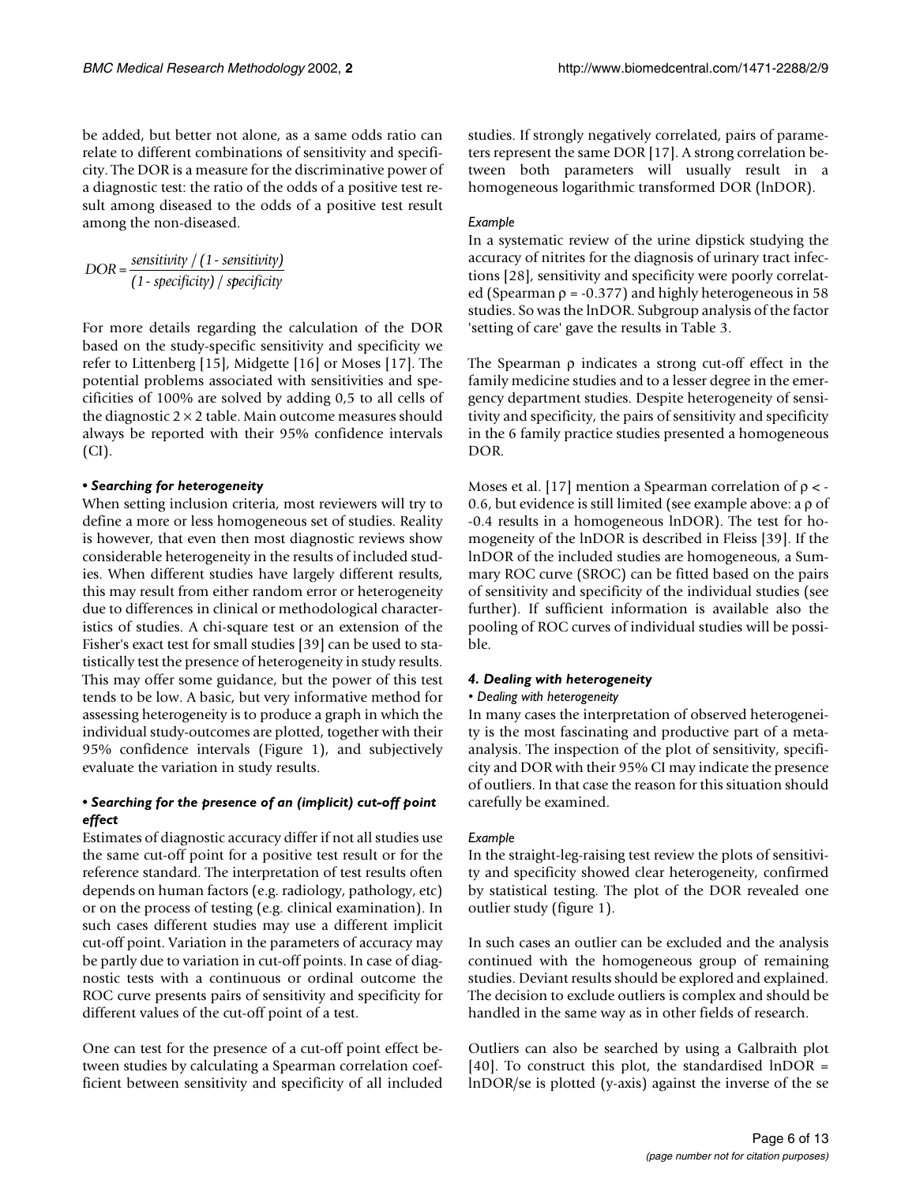be added, but better not alone, as a same odds ratio can relate to different combinations of sensitivity and specificity. The DOR is a measure for the discriminative power of a diagnostic test: the ratio of the odds of a positive test result among diseased to the odds of a positive test result among the non-diseased.

$$DOR = \frac{sensitivity \,/\, (1 - sensitivity)}{(1 - specificity) \,/\, specificity}$$

For more details regarding the calculation of the DOR based on the study-specific sensitivity and specificity we refer to Littenberg [15], Midgette [16] or Moses [17]. The potential problems associated with sensitivities and specificities of 100% are solved by adding 0,5 to all cells of the diagnostic $2 \times 2$ table. Main outcome measures should always be reported with their 95% confidence intervals (CI).

***• Searching for heterogeneity***

When setting inclusion criteria, most reviewers will try to define a more or less homogeneous set of studies. Reality is however, that even then most diagnostic reviews show considerable heterogeneity in the results of included studies. When different studies have largely different results, this may result from either random error or heterogeneity due to differences in clinical or methodological characteristics of studies. A chi-square test or an extension of the Fisher's exact test for small studies [39] can be used to statistically test the presence of heterogeneity in study results. This may offer some guidance, but the power of this test tends to be low. A basic, but very informative method for assessing heterogeneity is to produce a graph in which the individual study-outcomes are plotted, together with their 95% confidence intervals (Figure 1), and subjectively evaluate the variation in study results.

***• Searching for the presence of an (implicit) cut-off point effect***

Estimates of diagnostic accuracy differ if not all studies use the same cut-off point for a positive test result or for the reference standard. The interpretation of test results often depends on human factors (e.g. radiology, pathology, etc) or on the process of testing (e.g. clinical examination). In such cases different studies may use a different implicit cut-off point. Variation in the parameters of accuracy may be partly due to variation in cut-off points. In case of diagnostic tests with a continuous or ordinal outcome the ROC curve presents pairs of sensitivity and specificity for different values of the cut-off point of a test.

One can test for the presence of a cut-off point effect between studies by calculating a Spearman correlation coefficient between sensitivity and specificity of all included studies. If strongly negatively correlated, pairs of parameters represent the same DOR [17]. A strong correlation between both parameters will usually result in a homogeneous logarithmic transformed DOR (lnDOR).

*Example*

In a systematic review of the urine dipstick studying the accuracy of nitrites for the diagnosis of urinary tract infections [28], sensitivity and specificity were poorly correlated (Spearman $\rho = -0.377$) and highly heterogeneous in 58 studies. So was the lnDOR. Subgroup analysis of the factor 'setting of care' gave the results in Table 3.

The Spearman $\rho$ indicates a strong cut-off effect in the family medicine studies and to a lesser degree in the emergency department studies. Despite heterogeneity of sensitivity and specificity, the pairs of sensitivity and specificity in the 6 family practice studies presented a homogeneous DOR.

Moses et al. [17] mention a Spearman correlation of $\rho < -0.6$, but evidence is still limited (see example above: a $\rho$ of -0.4 results in a homogeneous lnDOR). The test for homogeneity of the lnDOR is described in Fleiss [39]. If the lnDOR of the included studies are homogeneous, a Summary ROC curve (SROC) can be fitted based on the pairs of sensitivity and specificity of the individual studies (see further). If sufficient information is available also the pooling of ROC curves of individual studies will be possible.

#### *4. Dealing with heterogeneity*

*• Dealing with heterogeneity*

In many cases the interpretation of observed heterogeneity is the most fascinating and productive part of a meta-analysis. The inspection of the plot of sensitivity, specificity and DOR with their 95% CI may indicate the presence of outliers. In that case the reason for this situation should carefully be examined.

*Example*

In the straight-leg-raising test review the plots of sensitivity and specificity showed clear heterogeneity, confirmed by statistical testing. The plot of the DOR revealed one outlier study (figure 1).

In such cases an outlier can be excluded and the analysis continued with the homogeneous group of remaining studies. Deviant results should be explored and explained. The decision to exclude outliers is complex and should be handled in the same way as in other fields of research.

Outliers can also be searched by using a Galbraith plot [40]. To construct this plot, the standardised lnDOR = lnDOR/se is plotted (y-axis) against the inverse of the se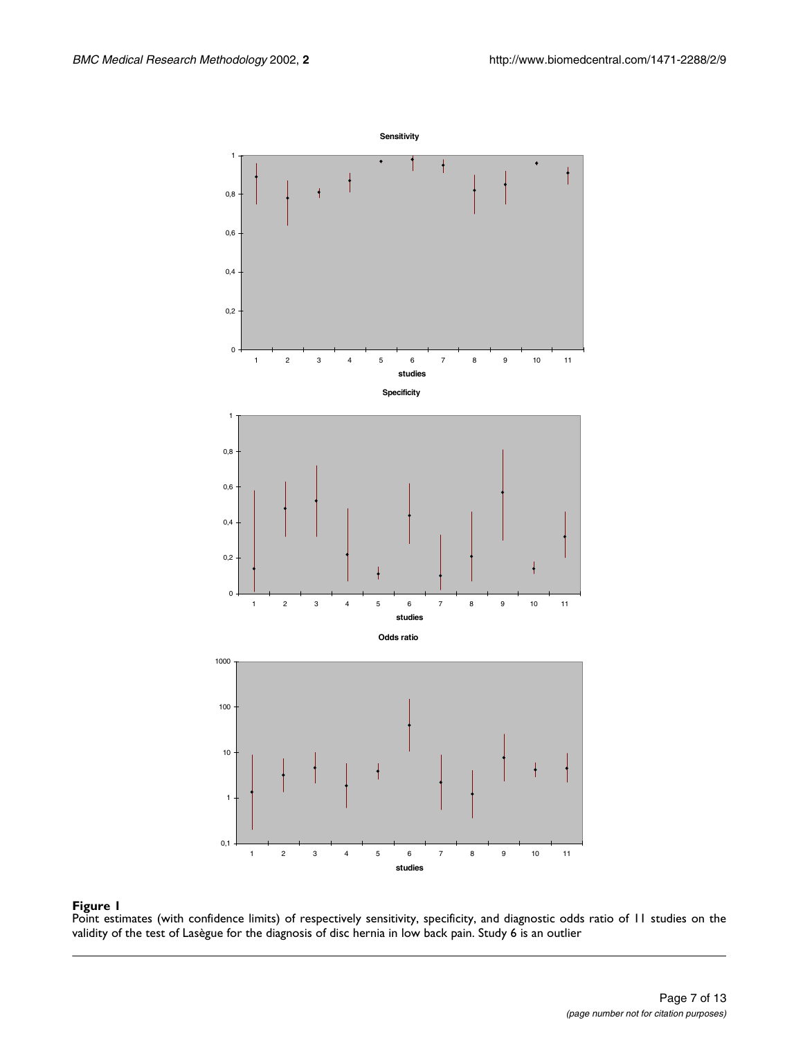**Figure 1**

Point estimates (with confidence limits) of respectively sensitivity, specificity, and diagnostic odds ratio of 11 studies on the validity of the test of Lasègue for the diagnosis of disc hernia in low back pain. Study 6 is an outlier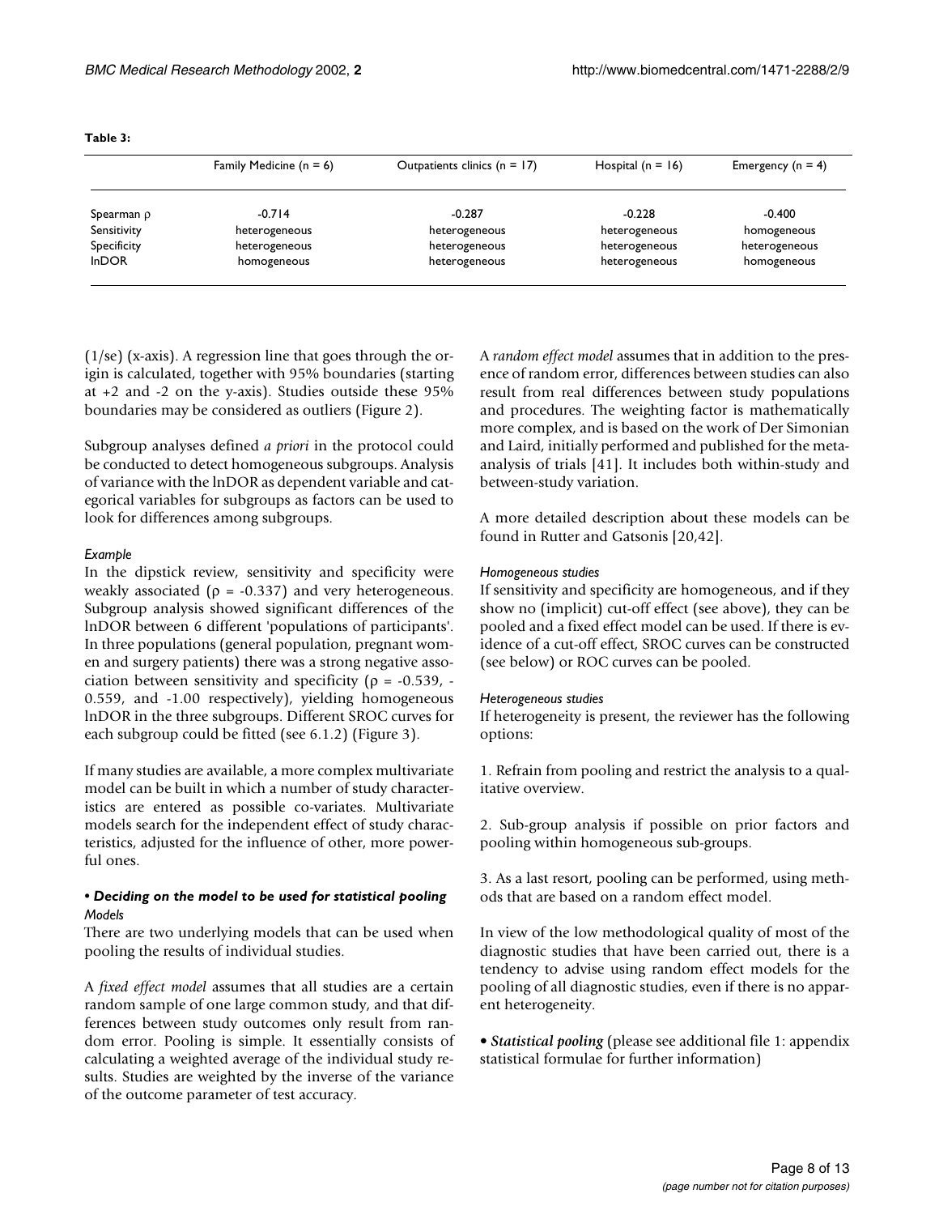**Table 3:**

| | Family Medicine (n = 6) | Outpatients clinics (n = 17) | Hospital (n = 16) | Emergency (n = 4) |
|---|---|---|---|---|
| Spearman ρ | -0.714 | -0.287 | -0.228 | -0.400 |
| Sensitivity | heterogeneous | heterogeneous | heterogeneous | homogeneous |
| Specificity | heterogeneous | heterogeneous | heterogeneous | heterogeneous |
| lnDOR | homogeneous | heterogeneous | heterogeneous | homogeneous |

(1/se) (x-axis). A regression line that goes through the origin is calculated, together with 95% boundaries (starting at +2 and -2 on the y-axis). Studies outside these 95% boundaries may be considered as outliers (Figure 2).

Subgroup analyses defined *a priori* in the protocol could be conducted to detect homogeneous subgroups. Analysis of variance with the lnDOR as dependent variable and categorical variables for subgroups as factors can be used to look for differences among subgroups.

*Example*

In the dipstick review, sensitivity and specificity were weakly associated (ρ = -0.337) and very heterogeneous. Subgroup analysis showed significant differences of the lnDOR between 6 different 'populations of participants'. In three populations (general population, pregnant women and surgery patients) there was a strong negative association between sensitivity and specificity (ρ = -0.539, -0.559, and -1.00 respectively), yielding homogeneous lnDOR in the three subgroups. Different SROC curves for each subgroup could be fitted (see 6.1.2) (Figure 3).

If many studies are available, a more complex multivariate model can be built in which a number of study characteristics are entered as possible co-variates. Multivariate models search for the independent effect of study characteristics, adjusted for the influence of other, more powerful ones.

**• *Deciding on the model to be used for statistical pooling***

*Models*

There are two underlying models that can be used when pooling the results of individual studies.

A *fixed effect model* assumes that all studies are a certain random sample of one large common study, and that differences between study outcomes only result from random error. Pooling is simple. It essentially consists of calculating a weighted average of the individual study results. Studies are weighted by the inverse of the variance of the outcome parameter of test accuracy.

A *random effect model* assumes that in addition to the presence of random error, differences between studies can also result from real differences between study populations and procedures. The weighting factor is mathematically more complex, and is based on the work of Der Simonian and Laird, initially performed and published for the meta-analysis of trials [41]. It includes both within-study and between-study variation.

A more detailed description about these models can be found in Rutter and Gatsonis [20,42].

*Homogeneous studies*

If sensitivity and specificity are homogeneous, and if they show no (implicit) cut-off effect (see above), they can be pooled and a fixed effect model can be used. If there is evidence of a cut-off effect, SROC curves can be constructed (see below) or ROC curves can be pooled.

*Heterogeneous studies*

If heterogeneity is present, the reviewer has the following options:

1. Refrain from pooling and restrict the analysis to a qualitative overview.

2. Sub-group analysis if possible on prior factors and pooling within homogeneous sub-groups.

3. As a last resort, pooling can be performed, using methods that are based on a random effect model.

In view of the low methodological quality of most of the diagnostic studies that have been carried out, there is a tendency to advise using random effect models for the pooling of all diagnostic studies, even if there is no apparent heterogeneity.

**• *Statistical pooling*** (please see additional file 1: appendix statistical formulae for further information)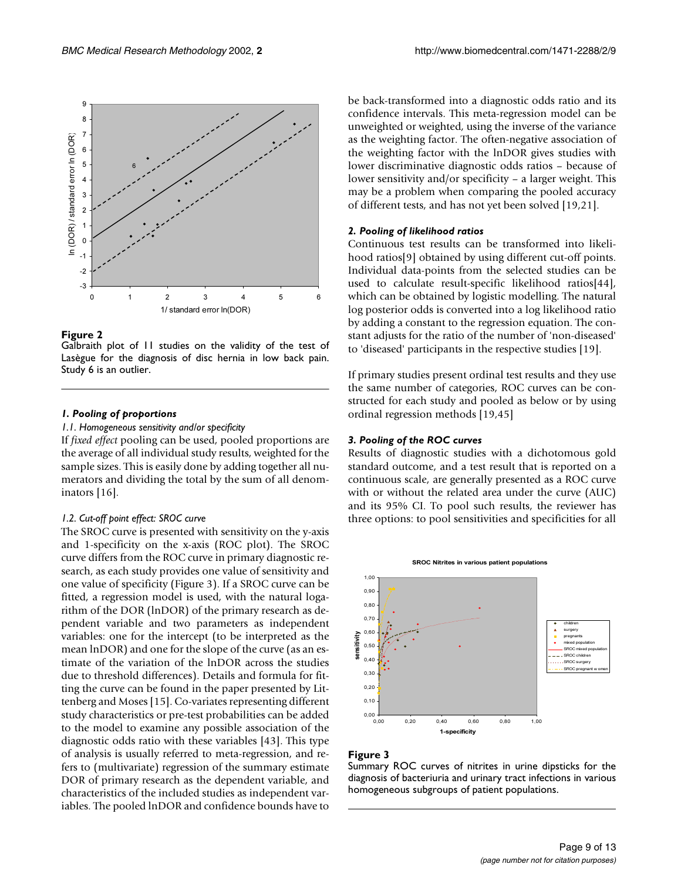**Figure 2**

Galbraith plot of 11 studies on the validity of the test of Lasègue for the diagnosis of disc hernia in low back pain. Study 6 is an outlier.

### *1. Pooling of proportions*

*1.1. Homogeneous sensitivity and/or specificity*

If *fixed effect* pooling can be used, pooled proportions are the average of all individual study results, weighted for the sample sizes. This is easily done by adding together all numerators and dividing the total by the sum of all denominators [16].

*1.2. Cut-off point effect: SROC curve*

The SROC curve is presented with sensitivity on the y-axis and 1-specificity on the x-axis (ROC plot). The SROC curve differs from the ROC curve in primary diagnostic research, as each study provides one value of sensitivity and one value of specificity (Figure 3). If a SROC curve can be fitted, a regression model is used, with the natural logarithm of the DOR (lnDOR) of the primary research as dependent variable and two parameters as independent variables: one for the intercept (to be interpreted as the mean lnDOR) and one for the slope of the curve (as an estimate of the variation of the lnDOR across the studies due to threshold differences). Details and formula for fitting the curve can be found in the paper presented by Littenberg and Moses [15]. Co-variates representing different study characteristics or pre-test probabilities can be added to the model to examine any possible association of the diagnostic odds ratio with these variables [43]. This type of analysis is usually referred to as meta-regression, and refers to (multivariate) regression of the summary estimate DOR of primary research as the dependent variable, and characteristics of the included studies as independent variables. The pooled lnDOR and confidence bounds have to be back-transformed into a diagnostic odds ratio and its confidence intervals. This meta-regression model can be unweighted or weighted, using the inverse of the variance as the weighting factor. The often-negative association of the weighting factor with the lnDOR gives studies with lower discriminative diagnostic odds ratios – because of lower sensitivity and/or specificity – a larger weight. This may be a problem when comparing the pooled accuracy of different tests, and has not yet been solved [19,21].

### *2. Pooling of likelihood ratios*

Continuous test results can be transformed into likelihood ratios[9] obtained by using different cut-off points. Individual data-points from the selected studies can be used to calculate result-specific likelihood ratios[44], which can be obtained by logistic modelling. The natural log posterior odds is converted into a log likelihood ratio by adding a constant to the regression equation. The constant adjusts for the ratio of the number of 'non-diseased' to 'diseased' participants in the respective studies [19].

If primary studies present ordinal test results and they use the same number of categories, ROC curves can be constructed for each study and pooled as below or by using ordinal regression methods [19,45]

### *3. Pooling of the ROC curves*

Results of diagnostic studies with a dichotomous gold standard outcome, and a test result that is reported on a continuous scale, are generally presented as a ROC curve with or without the related area under the curve (AUC) and its 95% CI. To pool such results, the reviewer has three options: to pool sensitivities and specificities for all

**Figure 3**

Summary ROC curves of nitrites in urine dipsticks for the diagnosis of bacteriuria and urinary tract infections in various homogeneous subgroups of patient populations.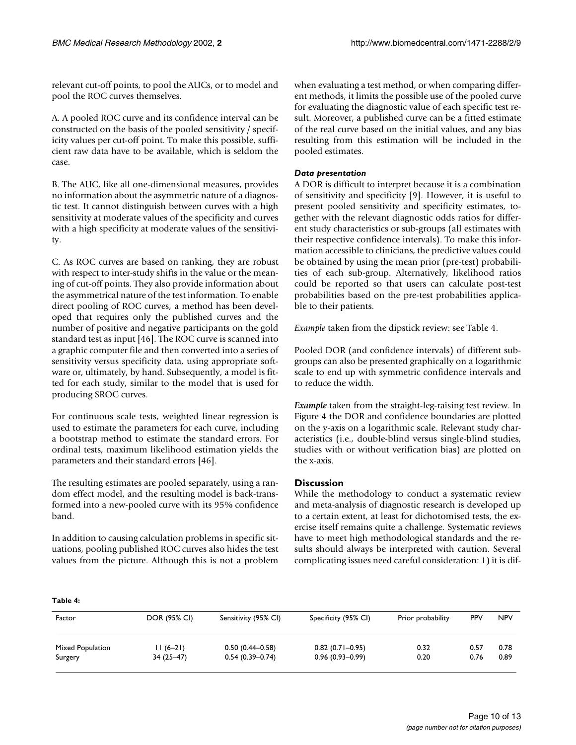relevant cut-off points, to pool the AUCs, or to model and pool the ROC curves themselves.

A. A pooled ROC curve and its confidence interval can be constructed on the basis of the pooled sensitivity / specificity values per cut-off point. To make this possible, sufficient raw data have to be available, which is seldom the case.

B. The AUC, like all one-dimensional measures, provides no information about the asymmetric nature of a diagnostic test. It cannot distinguish between curves with a high sensitivity at moderate values of the specificity and curves with a high specificity at moderate values of the sensitivity.

C. As ROC curves are based on ranking, they are robust with respect to inter-study shifts in the value or the meaning of cut-off points. They also provide information about the asymmetrical nature of the test information. To enable direct pooling of ROC curves, a method has been developed that requires only the published curves and the number of positive and negative participants on the gold standard test as input [46]. The ROC curve is scanned into a graphic computer file and then converted into a series of sensitivity versus specificity data, using appropriate software or, ultimately, by hand. Subsequently, a model is fitted for each study, similar to the model that is used for producing SROC curves.

For continuous scale tests, weighted linear regression is used to estimate the parameters for each curve, including a bootstrap method to estimate the standard errors. For ordinal tests, maximum likelihood estimation yields the parameters and their standard errors [46].

The resulting estimates are pooled separately, using a random effect model, and the resulting model is back-transformed into a new-pooled curve with its 95% confidence band.

In addition to causing calculation problems in specific situations, pooling published ROC curves also hides the test values from the picture. Although this is not a problem when evaluating a test method, or when comparing different methods, it limits the possible use of the pooled curve for evaluating the diagnostic value of each specific test result. Moreover, a published curve can be a fitted estimate of the real curve based on the initial values, and any bias resulting from this estimation will be included in the pooled estimates.

#### *Data presentation*

A DOR is difficult to interpret because it is a combination of sensitivity and specificity [9]. However, it is useful to present pooled sensitivity and specificity estimates, together with the relevant diagnostic odds ratios for different study characteristics or sub-groups (all estimates with their respective confidence intervals). To make this information accessible to clinicians, the predictive values could be obtained by using the mean prior (pre-test) probabilities of each sub-group. Alternatively, likelihood ratios could be reported so that users can calculate post-test probabilities based on the pre-test probabilities applicable to their patients.

*Example* taken from the dipstick review: see Table 4.

Pooled DOR (and confidence intervals) of different subgroups can also be presented graphically on a logarithmic scale to end up with symmetric confidence intervals and to reduce the width.

***Example*** taken from the straight-leg-raising test review. In Figure 4 the DOR and confidence boundaries are plotted on the y-axis on a logarithmic scale. Relevant study characteristics (i.e., double-blind versus single-blind studies, studies with or without verification bias) are plotted on the x-axis.

## Discussion

While the methodology to conduct a systematic review and meta-analysis of diagnostic research is developed up to a certain extent, at least for dichotomised tests, the exercise itself remains quite a challenge. Systematic reviews have to meet high methodological standards and the results should always be interpreted with caution. Several complicating issues need careful consideration: 1) it is dif-

**Table 4:**

| Factor | DOR (95% CI) | Sensitivity (95% CI) | Specificity (95% CI) | Prior probability | PPV | NPV |
|---|---|---|---|---|---|---|
| Mixed Population | 11 (6–21) | 0.50 (0.44–0.58) | 0.82 (0.71–0.95) | 0.32 | 0.57 | 0.78 |
| Surgery | 34 (25–47) | 0.54 (0.39–0.74) | 0.96 (0.93–0.99) | 0.20 | 0.76 | 0.89 |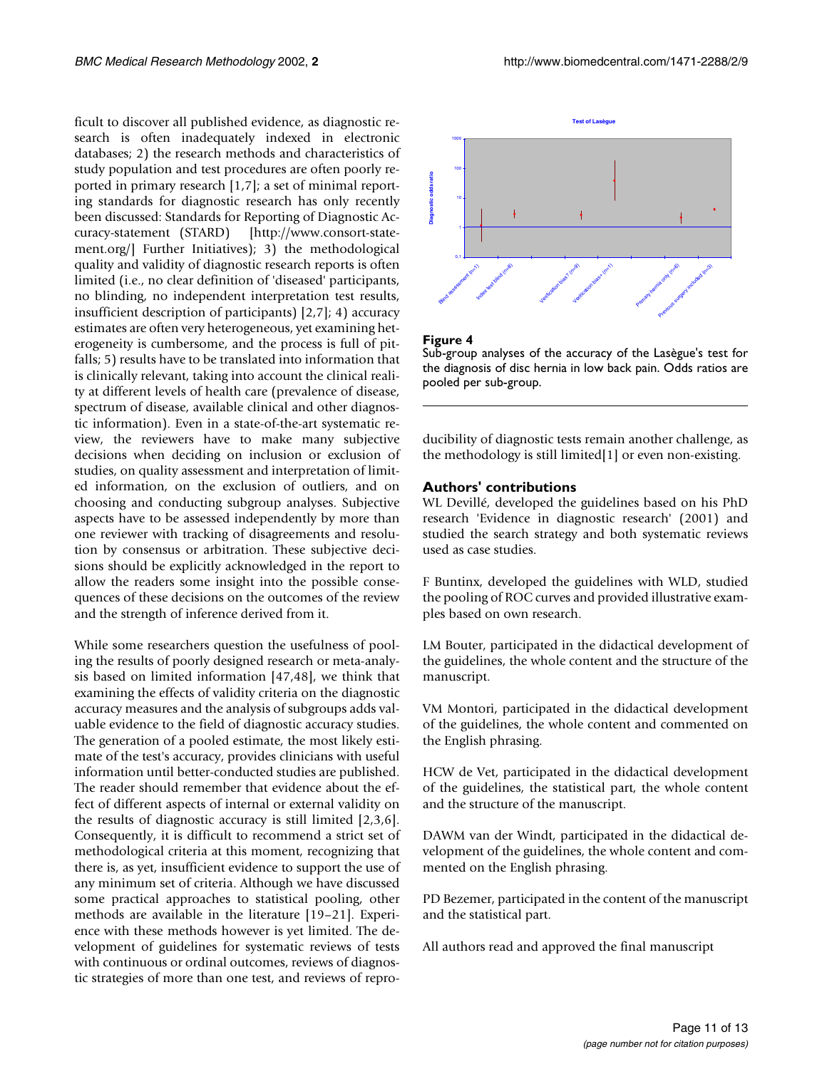ficult to discover all published evidence, as diagnostic research is often inadequately indexed in electronic databases; 2) the research methods and characteristics of study population and test procedures are often poorly reported in primary research [1,7]; a set of minimal reporting standards for diagnostic research has only recently been discussed: Standards for Reporting of Diagnostic Accuracy-statement (STARD) [http://www.consort-statement.org/] Further Initiatives); 3) the methodological quality and validity of diagnostic research reports is often limited (i.e., no clear definition of 'diseased' participants, no blinding, no independent interpretation test results, insufficient description of participants) [2,7]; 4) accuracy estimates are often very heterogeneous, yet examining heterogeneity is cumbersome, and the process is full of pitfalls; 5) results have to be translated into information that is clinically relevant, taking into account the clinical reality at different levels of health care (prevalence of disease, spectrum of disease, available clinical and other diagnostic information). Even in a state-of-the-art systematic review, the reviewers have to make many subjective decisions when deciding on inclusion or exclusion of studies, on quality assessment and interpretation of limited information, on the exclusion of outliers, and on choosing and conducting subgroup analyses. Subjective aspects have to be assessed independently by more than one reviewer with tracking of disagreements and resolution by consensus or arbitration. These subjective decisions should be explicitly acknowledged in the report to allow the readers some insight into the possible consequences of these decisions on the outcomes of the review and the strength of inference derived from it.

While some researchers question the usefulness of pooling the results of poorly designed research or meta-analysis based on limited information [47,48], we think that examining the effects of validity criteria on the diagnostic accuracy measures and the analysis of subgroups adds valuable evidence to the field of diagnostic accuracy studies. The generation of a pooled estimate, the most likely estimate of the test's accuracy, provides clinicians with useful information until better-conducted studies are published. The reader should remember that evidence about the effect of different aspects of internal or external validity on the results of diagnostic accuracy is still limited [2,3,6]. Consequently, it is difficult to recommend a strict set of methodological criteria at this moment, recognizing that there is, as yet, insufficient evidence to support the use of any minimum set of criteria. Although we have discussed some practical approaches to statistical pooling, other methods are available in the literature [19–21]. Experience with these methods however is yet limited. The development of guidelines for systematic reviews of tests with continuous or ordinal outcomes, reviews of diagnostic strategies of more than one test, and reviews of reproducibility of diagnostic tests remain another challenge, as the methodology is still limited[1] or even non-existing.

**Figure 4**
Sub-group analyses of the accuracy of the Lasègue's test for the diagnosis of disc hernia in low back pain. Odds ratios are pooled per sub-group.

## Authors' contributions

WL Devillé, developed the guidelines based on his PhD research 'Evidence in diagnostic research' (2001) and studied the search strategy and both systematic reviews used as case studies.

F Buntinx, developed the guidelines with WLD, studied the pooling of ROC curves and provided illustrative examples based on own research.

LM Bouter, participated in the didactical development of the guidelines, the whole content and the structure of the manuscript.

VM Montori, participated in the didactical development of the guidelines, the whole content and commented on the English phrasing.

HCW de Vet, participated in the didactical development of the guidelines, the statistical part, the whole content and the structure of the manuscript.

DAWM van der Windt, participated in the didactical development of the guidelines, the whole content and commented on the English phrasing.

PD Bezemer, participated in the content of the manuscript and the statistical part.

All authors read and approved the final manuscript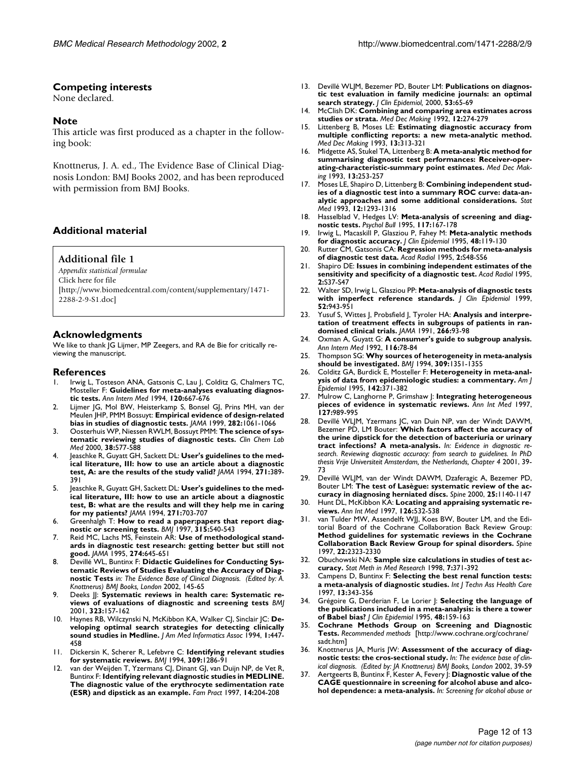## Competing interests

None declared.

## Note

This article was first produced as a chapter in the following book:

Knottnerus, J. A. ed., The Evidence Base of Clinical Diagnosis London: BMJ Books 2002, and has been reproduced with permission from BMJ Books.

## Additional material

### Additional file 1

*Appendix statistical formulae*
Click here for file
[http://www.biomedcentral.com/content/supplementary/1471-2288-2-9-S1.doc]

## Acknowledgments

We like to thank JG Lijmer, MP Zeegers, and RA de Bie for critically reviewing the manuscript.

## References

1. Irwig L, Tosteson ANA, Gatsonis C, Lau J, Colditz G, Chalmers TC, Mosteller F: **Guidelines for meta-analyses evaluating diagnostic tests.** *Ann Intern Med* 1994, **120:**667-676
2. Lijmer JG, Mol BW, Heisterkamp S, Bonsel GJ, Prins MH, van der Meulen JHP, PMM Bossuyt: **Empirical evidence of design-related bias in studies of diagnostic tests.** *JAMA* 1999, **282:**1061-1066
3. Oosterhuis WP, Niessen RWLM, Bossuyt PMM: **The science of systematic reviewing studies of diagnostic tests.** *Clin Chem Lab Med* 2000, **38:**577-588
4. Jeaschke R, Guyatt GH, Sackett DL: **User's guidelines to the medical literature, III: how to use an article about a diagnostic test, A: are the results of the study valid?** *JAMA* 1994, **271:**389-391
5. Jeaschke R, Guyatt GH, Sackett DL: **User's guidelines to the medical literature, III: how to use an article about a diagnostic test, B: what are the results and will they help me in caring for my patients?** *JAMA* 1994, **271:**703-707
6. Greenhalgh T: **How to read a paper:papers that report diagnostic or screening tests.** *BMJ* 1997, **315:**540-543
7. Reid MC, Lachs MS, Feinstein AR: **Use of methodological standards in diagnostic test research: getting better but still not good.** *JAMA* 1995, **274:**645-651
8. Devillé WL, Buntinx F: **Didactic Guidelines for Conducting Systematic Reviews of Studies Evaluating the Accuracy of Diagnostic Tests** *in: The Evidence Base of Clinical Diagnosis. (Edited by: A. Knottnerus) BMJ Books, London* 2002, 145-65
9. Deeks JJ: **Systematic reviews in health care: Systematic reviews of evaluations of diagnostic and screening tests** *BMJ* 2001, **323:**157-162
10. Haynes RB, Wilczynski N, McKibbon KA, Walker CJ, Sinclair JC: **Developing optimal search strategies for detecting clinically sound studies in Medline.** *J Am Med Informatics Assoc* 1994, **1:**447-458
11. Dickersin K, Scherer R, Lefebvre C: **Identifying relevant studies for systematic reviews.** *BMJ* 1994, **309:**1286-91
12. van der Weijden T, Yzermans CJ, Dinant GJ, van Duijn NP, de Vet R, Buntinx F: **Identifying relevant diagnostic studies in MEDLINE. The diagnostic value of the erythrocyte sedimentation rate (ESR) and dipstick as an example.** *Fam Pract* 1997, **14:**204-208
13. Devillé WLJM, Bezemer PD, Bouter LM: **Publications on diagnostic test evaluation in family medicine journals: an optimal search strategy.** *J Clin Epidemiol*, 2000, **53:**65-69
14. McClish DK: **Combining and comparing area estimates across studies or strata.** *Med Dec Making* 1992, **12:**274-279
15. Littenberg B, Moses LE: **Estimating diagnostic accuracy from multiple conflicting reports: a new meta-analytic method.** *Med Dec Making* 1993, **13:**313-321
16. Midgette AS, Stukel TA, Littenberg B: **A meta-analytic method for summarising diagnostic test performances: Receiver-operating-characteristic-summary point estimates.** *Med Dec Making* 1993, **13:**253-257
17. Moses LE, Shapiro D, Littenberg B: **Combining independent studies of a diagnostic test into a summary ROC curve: data-analytic approaches and some additional considerations.** *Stat Med* 1993, **12:**1293-1316
18. Hasselblad V, Hedges LV: **Meta-analysis of screening and diagnostic tests.** *Psychol Bull* 1995, **117:**167-178
19. Irwig L, Macaskill P, Glasziou P, Fahey M: **Meta-analytic methods for diagnostic accuracy.** *J Clin Epidemiol* 1995, **48:**119-130
20. Rutter CM, Gatsonis CA: **Regression methods for meta-analysis of diagnostic test data.** *Acad Radiol* 1995, **2:**S48-S56
21. Shapiro DE: **Issues in combining independent estimates of the sensitivity and specificity of a diagnostic test.** *Acad Radiol* 1995, **2:**S37-S47
22. Walter SD, Irwig L, Glasziou PP: **Meta-analysis of diagnostic tests with imperfect reference standards.** *J Clin Epidemiol* 1999, **52:**943-951
23. Yusuf S, Wittes J, Probsfield J, Tyroler HA: **Analysis and interpretation of treatment effects in subgroups of patients in randomised clinical trials.** *JAMA* 1991, **266:**93-98
24. Oxman A, Guyatt G: **A consumer's guide to subgroup analysis.** *Ann Intern Med* 1992, **116:**78-84
25. Thompson SG: **Why sources of heterogeneity in meta-analysis should be investigated.** *BMJ* 1994, **309:**1351-1355
26. Colditz GA, Burdick E, Mosteller F: **Heterogeneity in meta-analysis of data from epidemiologic studies: a commentary.** *Am J Epidemiol* 1995, **142:**371-382
27. Mulrow C, Langhorne P, Grimshaw J: **Integrating heterogeneous pieces of evidence in systematic reviews.** *Ann Int Med* 1997, **127:**989-995
28. Devillé WLJM, Yzermans JC, van Duin NP, van der Windt DAWM, Bezemer PD, LM Bouter: **Which factors affect the accuracy of the urine dipstick for the detection of bacteriuria or urinary tract infections? A meta-analysis.** *In: Evidence in diagnostic research. Reviewing diagnostic accuracy: from search to guidelines. In PhD thesis Vrije Universiteit Amsterdam, the Netherlands, Chapter 4* 2001, 39-73
29. Devillé WLJM, van der Windt DAWM, Dzaferagic A, Bezemer PD, Bouter LM: **The test of Lasègue: systematic review of the accuracy in diagnosing herniated discs.** *Spine* 2000, **25:**1140-1147
30. Hunt DL, McKibbon KA: **Locating and appraising systematic reviews.** *Ann Int Med* 1997, **126:**532-538
31. van Tulder MW, Assendelft WJJ, Koes BW, Bouter LM, and the Editorial Board of the Cochrane Collaboration Back Review Group: **Method guidelines for systematic reviews in the Cochrane Collaboration Back Review Group for spinal disorders.** *Spine* 1997, **22:**2323-2330
32. Obuchowski NA: **Sample size calculations in studies of test accuracy.** *Stat Meth in Med Research* 1998, **7:**371-392
33. Campens D, Buntinx F: **Selecting the best renal function tests: a meta-analysis of diagnostic studies.** *Int J Techn Ass Health Care* 1997, **13:**343-356
34. Grégoire G, Derderian F, Le Lorier J: **Selecting the language of the publications included in a meta-analysis: is there a tower of Babel bias?** *J Clin Epidemiol* 1995, **48:**159-163
35. **Cochrane Methods Group on Screening and Diagnostic Tests.** *Recommended methods* [http://www.cochrane.org/cochrane/sadt.htm]
36. Knottnerus JA, Muris JW: **Assessment of the accuracy of diagnostic tests: the cross-sectional study.** *In: The evidence base of clinical diagnosis. (Edited by: JA Knottnerus) BMJ Books, London* 2002, 39-59
37. Aertgeerts B, Buntinx F, Kester A, Fevery J: **Diagnostic value of the CAGE questionnaire in screening for alcohol abuse and alcohol dependence: a meta-analysis.** *In: Screening for alcohol abuse or*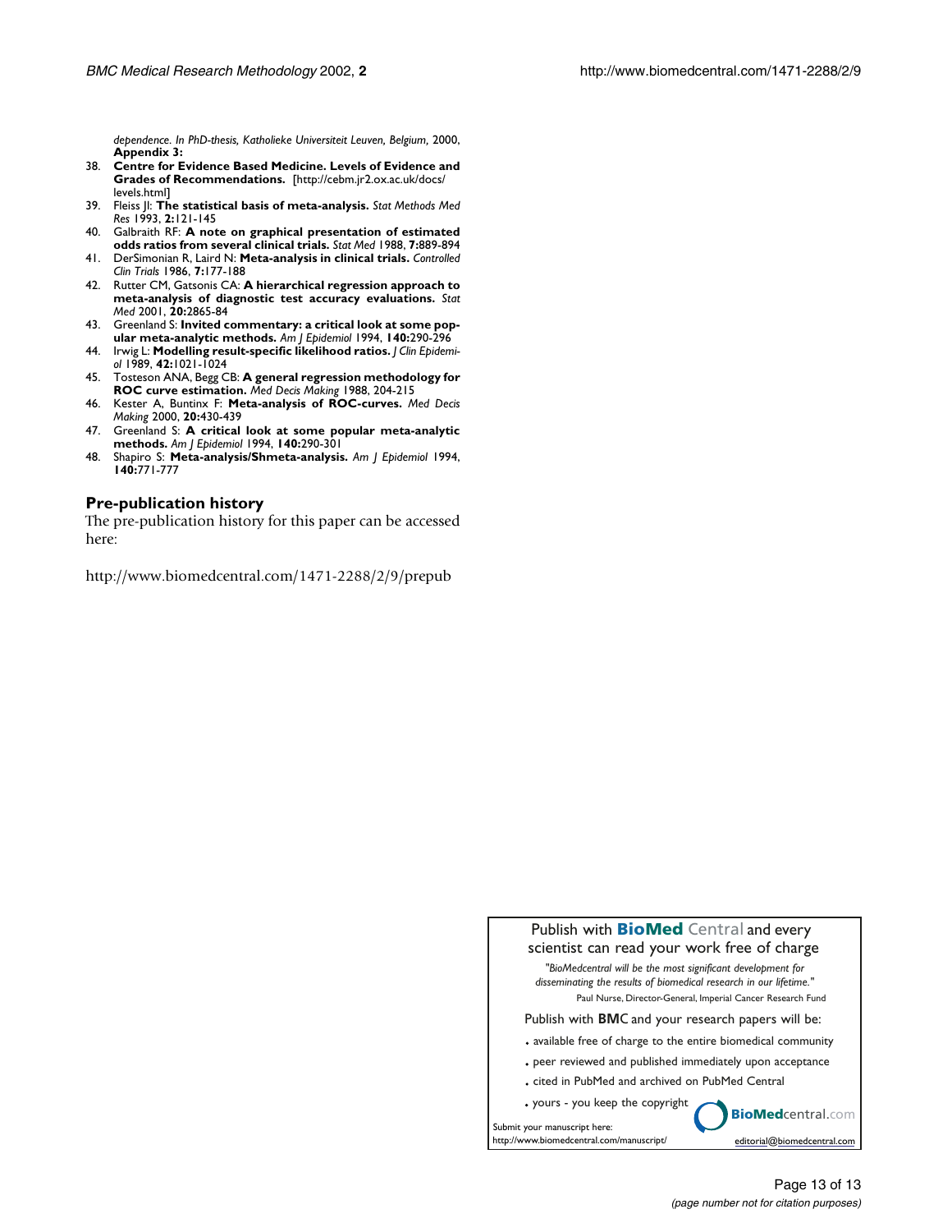dependence. In PhD-thesis, Katholieke Universiteit Leuven, Belgium, 2000, **Appendix 3:**

38. **Centre for Evidence Based Medicine. Levels of Evidence and Grades of Recommendations.** [http://cebm.jr2.ox.ac.uk/docs/levels.html]
39. Fleiss JI: **The statistical basis of meta-analysis.** *Stat Methods Med Res* 1993, **2:**121-145
40. Galbraith RF: **A note on graphical presentation of estimated odds ratios from several clinical trials.** *Stat Med* 1988, **7:**889-894
41. DerSimonian R, Laird N: **Meta-analysis in clinical trials.** *Controlled Clin Trials* 1986, **7:**177-188
42. Rutter CM, Gatsonis CA: **A hierarchical regression approach to meta-analysis of diagnostic test accuracy evaluations.** *Stat Med* 2001, **20:**2865-84
43. Greenland S: **Invited commentary: a critical look at some popular meta-analytic methods.** *Am J Epidemiol* 1994, **140:**290-296
44. Irwig L: **Modelling result-specific likelihood ratios.** *J Clin Epidemiol* 1989, **42:**1021-1024
45. Tosteson ANA, Begg CB: **A general regression methodology for ROC curve estimation.** *Med Decis Making* 1988, 204-215
46. Kester A, Buntinx F: **Meta-analysis of ROC-curves.** *Med Decis Making* 2000, **20:**430-439
47. Greenland S: **A critical look at some popular meta-analytic methods.** *Am J Epidemiol* 1994, **140:**290-301
48. Shapiro S: **Meta-analysis/Shmeta-analysis.** *Am J Epidemiol* 1994, **140:**771-777

## Pre-publication history

The pre-publication history for this paper can be accessed here:

http://www.biomedcentral.com/1471-2288/2/9/prepub

Publish with **BioMed** Central and every scientist can read your work free of charge

*"BioMedcentral will be the most significant development for disseminating the results of biomedical research in our lifetime."*

Paul Nurse, Director-General, Imperial Cancer Research Fund

Publish with **BMC** and your research papers will be:

- available free of charge to the entire biomedical community
- peer reviewed and published immediately upon acceptance
- cited in PubMed and archived on PubMed Central
- yours - you keep the copyright

**BioMed**central.com

Submit your manuscript here:
http://www.biomedcentral.com/manuscript/

editorial@biomedcentral.com